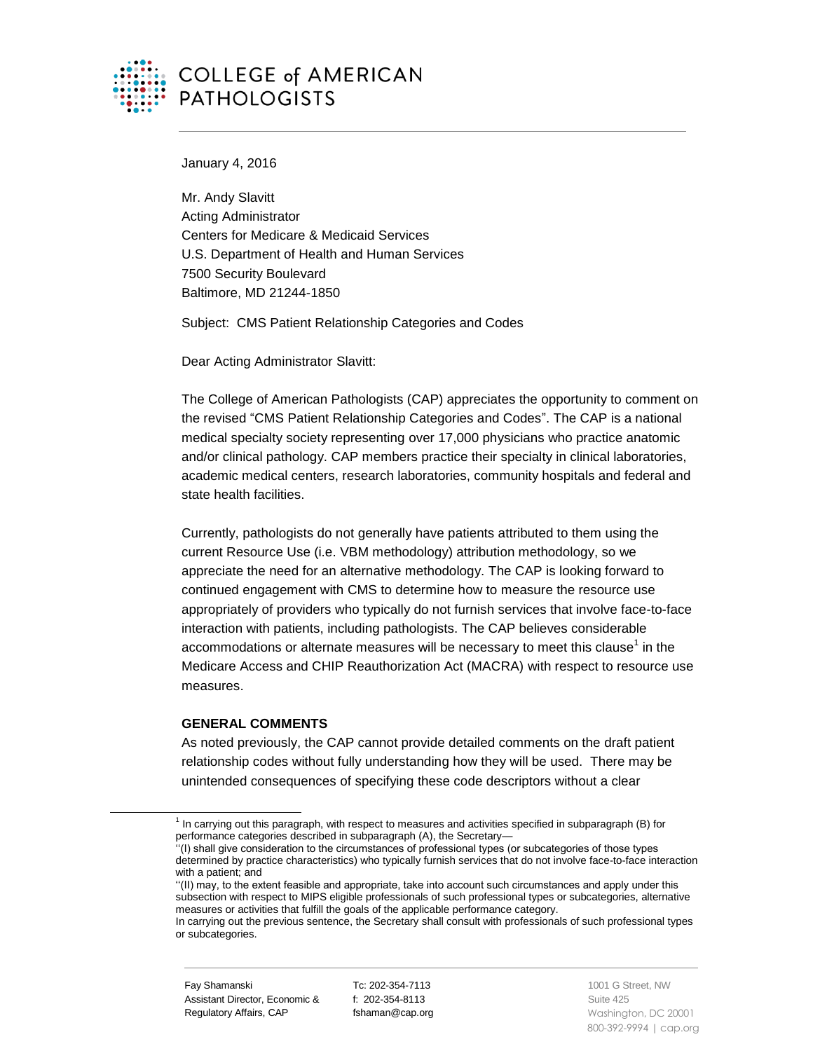# COLLEGE of AMERICAN PATHOLOGISTS

January 4, 2016

Mr. Andy Slavitt
Acting Administrator
Centers for Medicare & Medicaid Services
U.S. Department of Health and Human Services
7500 Security Boulevard
Baltimore, MD 21244-1850

Subject: CMS Patient Relationship Categories and Codes

Dear Acting Administrator Slavitt:

The College of American Pathologists (CAP) appreciates the opportunity to comment on the revised "CMS Patient Relationship Categories and Codes". The CAP is a national medical specialty society representing over 17,000 physicians who practice anatomic and/or clinical pathology. CAP members practice their specialty in clinical laboratories, academic medical centers, research laboratories, community hospitals and federal and state health facilities.

Currently, pathologists do not generally have patients attributed to them using the current Resource Use (i.e. VBM methodology) attribution methodology, so we appreciate the need for an alternative methodology. The CAP is looking forward to continued engagement with CMS to determine how to measure the resource use appropriately of providers who typically do not furnish services that involve face-to-face interaction with patients, including pathologists. The CAP believes considerable accommodations or alternate measures will be necessary to meet this clause[1] in the Medicare Access and CHIP Reauthorization Act (MACRA) with respect to resource use measures.

**GENERAL COMMENTS**

As noted previously, the CAP cannot provide detailed comments on the draft patient relationship codes without fully understanding how they will be used. There may be unintended consequences of specifying these code descriptors without a clear

[1] In carrying out this paragraph, with respect to measures and activities specified in subparagraph (B) for performance categories described in subparagraph (A), the Secretary—
''(I) shall give consideration to the circumstances of professional types (or subcategories of those types determined by practice characteristics) who typically furnish services that do not involve face-to-face interaction with a patient; and
''(II) may, to the extent feasible and appropriate, take into account such circumstances and apply under this subsection with respect to MIPS eligible professionals of such professional types or subcategories, alternative measures or activities that fulfill the goals of the applicable performance category.
In carrying out the previous sentence, the Secretary shall consult with professionals of such professional types or subcategories.

Fay Shamanski
Assistant Director, Economic & Regulatory Affairs, CAP

Tc: 202-354-7113
f: 202-354-8113
fshaman@cap.org

1001 G Street, NW
Suite 425
Washington, DC 20001
800-392-9994 | cap.org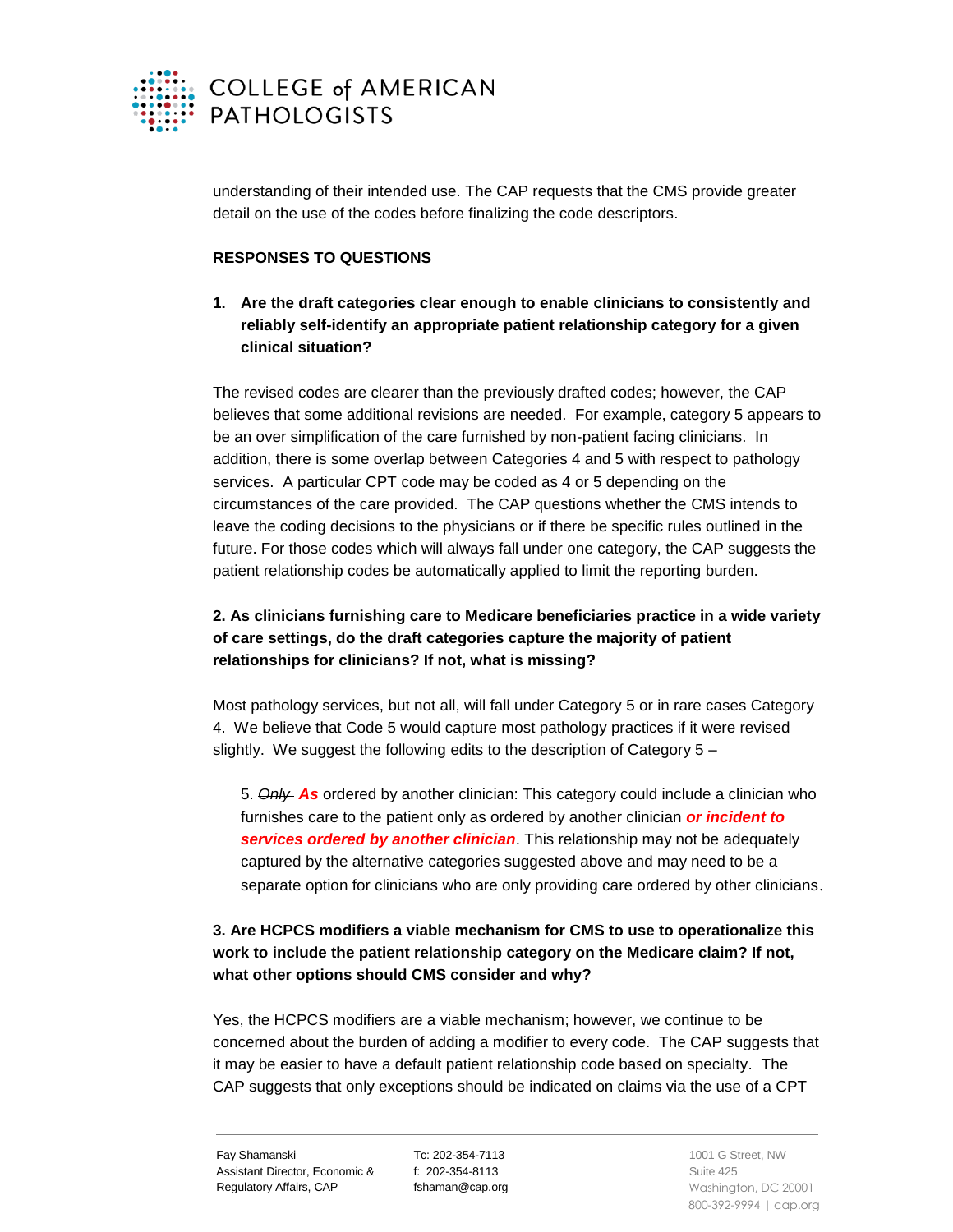understanding of their intended use. The CAP requests that the CMS provide greater detail on the use of the codes before finalizing the code descriptors.

**RESPONSES TO QUESTIONS**

1. **Are the draft categories clear enough to enable clinicians to consistently and reliably self-identify an appropriate patient relationship category for a given clinical situation?**

The revised codes are clearer than the previously drafted codes; however, the CAP believes that some additional revisions are needed. For example, category 5 appears to be an over simplification of the care furnished by non-patient facing clinicians. In addition, there is some overlap between Categories 4 and 5 with respect to pathology services. A particular CPT code may be coded as 4 or 5 depending on the circumstances of the care provided. The CAP questions whether the CMS intends to leave the coding decisions to the physicians or if there be specific rules outlined in the future. For those codes which will always fall under one category, the CAP suggests the patient relationship codes be automatically applied to limit the reporting burden.

**2. As clinicians furnishing care to Medicare beneficiaries practice in a wide variety of care settings, do the draft categories capture the majority of patient relationships for clinicians? If not, what is missing?**

Most pathology services, but not all, will fall under Category 5 or in rare cases Category 4. We believe that Code 5 would capture most pathology practices if it were revised slightly. We suggest the following edits to the description of Category 5 –

> 5. ~~Only~~ ***As*** ordered by another clinician: This category could include a clinician who furnishes care to the patient only as ordered by another clinician ***or incident to services ordered by another clinician***. This relationship may not be adequately captured by the alternative categories suggested above and may need to be a separate option for clinicians who are only providing care ordered by other clinicians.

**3. Are HCPCS modifiers a viable mechanism for CMS to use to operationalize this work to include the patient relationship category on the Medicare claim? If not, what other options should CMS consider and why?**

Yes, the HCPCS modifiers are a viable mechanism; however, we continue to be concerned about the burden of adding a modifier to every code. The CAP suggests that it may be easier to have a default patient relationship code based on specialty. The CAP suggests that only exceptions should be indicated on claims via the use of a CPT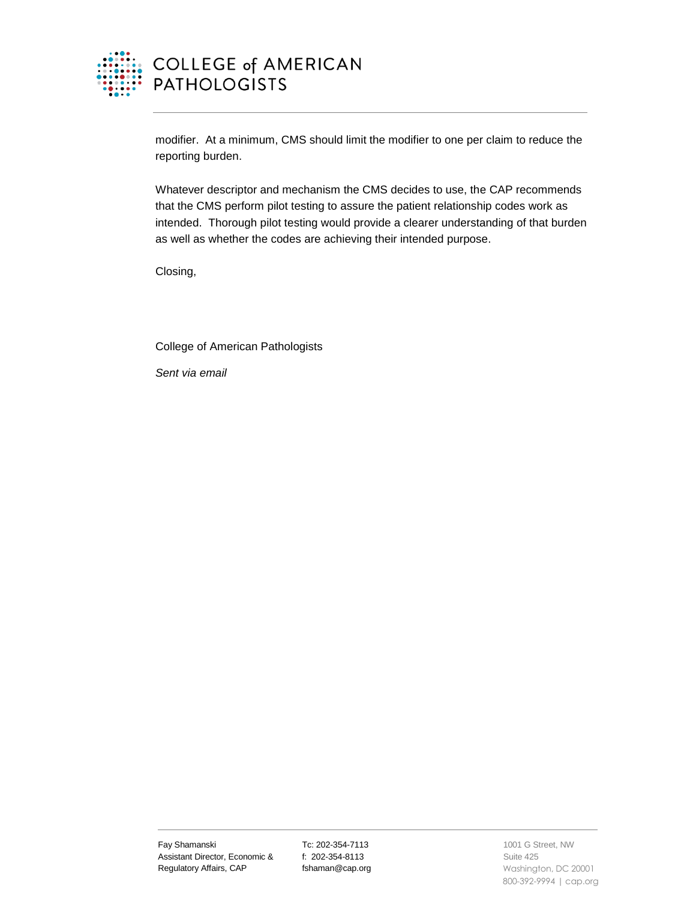modifier. At a minimum, CMS should limit the modifier to one per claim to reduce the reporting burden.

Whatever descriptor and mechanism the CMS decides to use, the CAP recommends that the CMS perform pilot testing to assure the patient relationship codes work as intended. Thorough pilot testing would provide a clearer understanding of that burden as well as whether the codes are achieving their intended purpose.

Closing,

College of American Pathologists

*Sent via email*